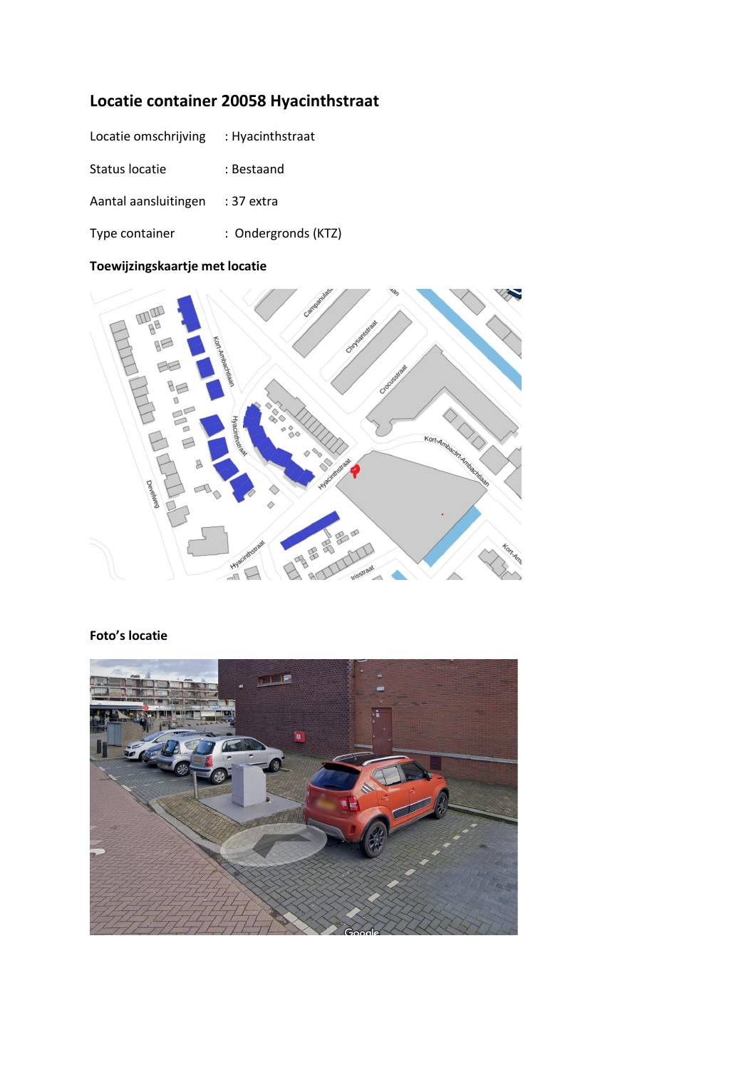## Locatie container 20058 Hyacinthstraat

Locatie omschrijving : Hyacinthstraat

Status locatie : Bestaand

Aantal aansluitingen : 37 extra

Type container : Ondergronds (KTZ)

### Toewijzingskaartje met locatie

### Foto's locatie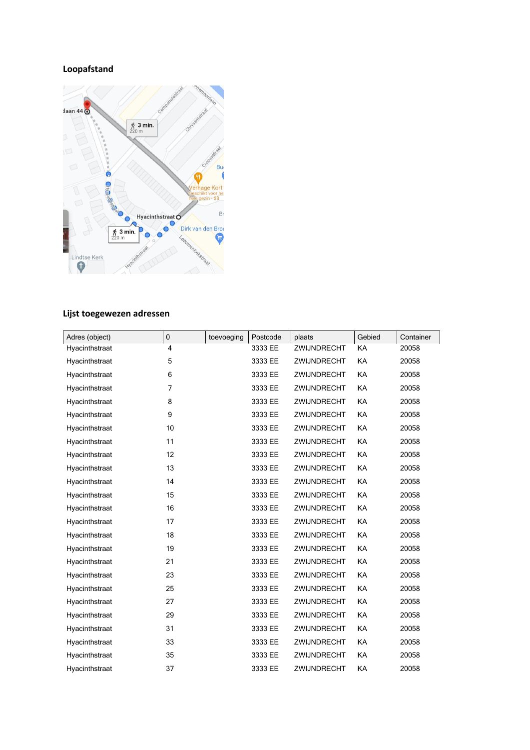## Loopafstand

## Lijst toegewezen adressen

| Adres (object) | 0 | toevoeging | Postcode | plaats | Gebied | Container |
|---|---|---|---|---|---|---|
| Hyacinthstraat | 4 | | 3333 EE | ZWIJNDRECHT | KA | 20058 |
| Hyacinthstraat | 5 | | 3333 EE | ZWIJNDRECHT | KA | 20058 |
| Hyacinthstraat | 6 | | 3333 EE | ZWIJNDRECHT | KA | 20058 |
| Hyacinthstraat | 7 | | 3333 EE | ZWIJNDRECHT | KA | 20058 |
| Hyacinthstraat | 8 | | 3333 EE | ZWIJNDRECHT | KA | 20058 |
| Hyacinthstraat | 9 | | 3333 EE | ZWIJNDRECHT | KA | 20058 |
| Hyacinthstraat | 10 | | 3333 EE | ZWIJNDRECHT | KA | 20058 |
| Hyacinthstraat | 11 | | 3333 EE | ZWIJNDRECHT | KA | 20058 |
| Hyacinthstraat | 12 | | 3333 EE | ZWIJNDRECHT | KA | 20058 |
| Hyacinthstraat | 13 | | 3333 EE | ZWIJNDRECHT | KA | 20058 |
| Hyacinthstraat | 14 | | 3333 EE | ZWIJNDRECHT | KA | 20058 |
| Hyacinthstraat | 15 | | 3333 EE | ZWIJNDRECHT | KA | 20058 |
| Hyacinthstraat | 16 | | 3333 EE | ZWIJNDRECHT | KA | 20058 |
| Hyacinthstraat | 17 | | 3333 EE | ZWIJNDRECHT | KA | 20058 |
| Hyacinthstraat | 18 | | 3333 EE | ZWIJNDRECHT | KA | 20058 |
| Hyacinthstraat | 19 | | 3333 EE | ZWIJNDRECHT | KA | 20058 |
| Hyacinthstraat | 21 | | 3333 EE | ZWIJNDRECHT | KA | 20058 |
| Hyacinthstraat | 23 | | 3333 EE | ZWIJNDRECHT | KA | 20058 |
| Hyacinthstraat | 25 | | 3333 EE | ZWIJNDRECHT | KA | 20058 |
| Hyacinthstraat | 27 | | 3333 EE | ZWIJNDRECHT | KA | 20058 |
| Hyacinthstraat | 29 | | 3333 EE | ZWIJNDRECHT | KA | 20058 |
| Hyacinthstraat | 31 | | 3333 EE | ZWIJNDRECHT | KA | 20058 |
| Hyacinthstraat | 33 | | 3333 EE | ZWIJNDRECHT | KA | 20058 |
| Hyacinthstraat | 35 | | 3333 EE | ZWIJNDRECHT | KA | 20058 |
| Hyacinthstraat | 37 | | 3333 EE | ZWIJNDRECHT | KA | 20058 |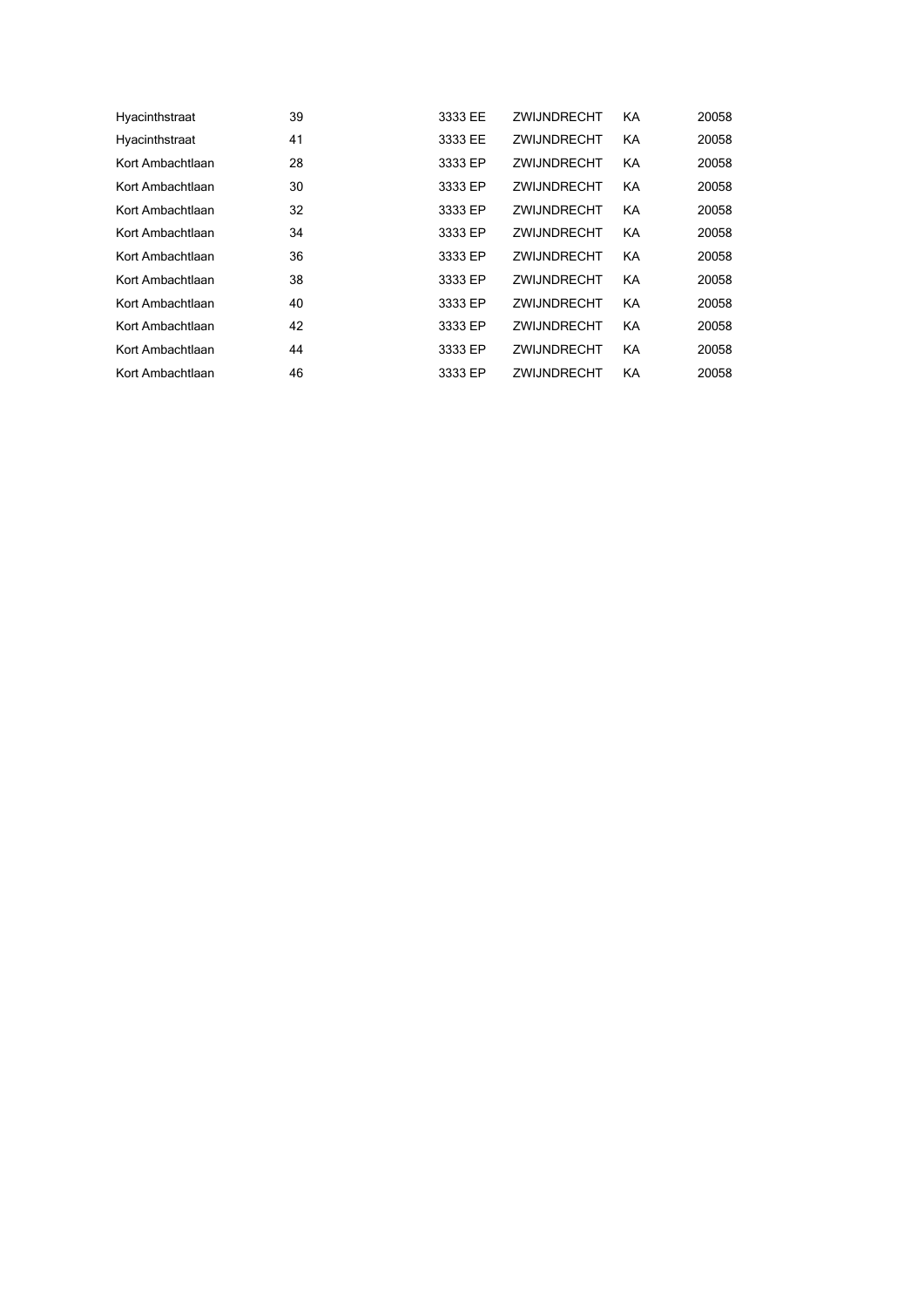| | | | | | |
|---|---|---|---|---|---|
| Hyacinthstraat | 39 | 3333 EE | ZWIJNDRECHT | KA | 20058 |
| Hyacinthstraat | 41 | 3333 EE | ZWIJNDRECHT | KA | 20058 |
| Kort Ambachtlaan | 28 | 3333 EP | ZWIJNDRECHT | KA | 20058 |
| Kort Ambachtlaan | 30 | 3333 EP | ZWIJNDRECHT | KA | 20058 |
| Kort Ambachtlaan | 32 | 3333 EP | ZWIJNDRECHT | KA | 20058 |
| Kort Ambachtlaan | 34 | 3333 EP | ZWIJNDRECHT | KA | 20058 |
| Kort Ambachtlaan | 36 | 3333 EP | ZWIJNDRECHT | KA | 20058 |
| Kort Ambachtlaan | 38 | 3333 EP | ZWIJNDRECHT | KA | 20058 |
| Kort Ambachtlaan | 40 | 3333 EP | ZWIJNDRECHT | KA | 20058 |
| Kort Ambachtlaan | 42 | 3333 EP | ZWIJNDRECHT | KA | 20058 |
| Kort Ambachtlaan | 44 | 3333 EP | ZWIJNDRECHT | KA | 20058 |
| Kort Ambachtlaan | 46 | 3333 EP | ZWIJNDRECHT | KA | 20058 |